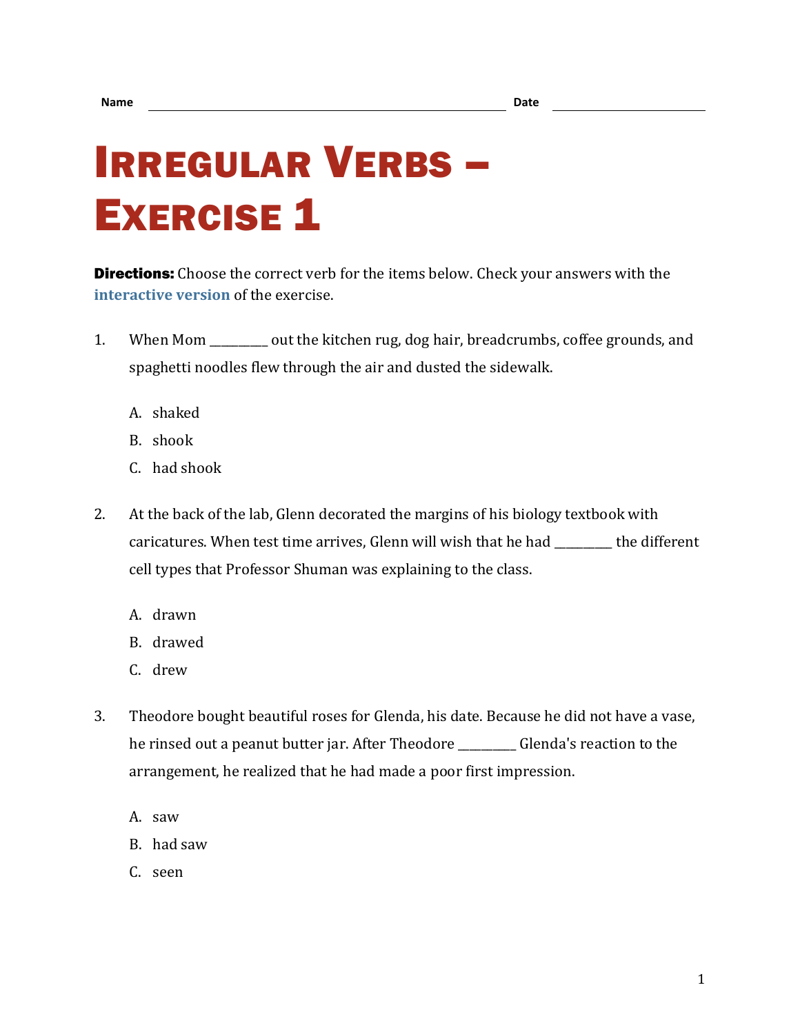Name _______________________________________________ Date ____________________

# Irregular Verbs – Exercise 1

**Directions:** Choose the correct verb for the items below. Check your answers with the **interactive version** of the exercise.

1. When Mom _________ out the kitchen rug, dog hair, breadcrumbs, coffee grounds, and spaghetti noodles flew through the air and dusted the sidewalk.

   A. shaked
   B. shook
   C. had shook

2. At the back of the lab, Glenn decorated the margins of his biology textbook with caricatures. When test time arrives, Glenn will wish that he had _________ the different cell types that Professor Shuman was explaining to the class.

   A. drawn
   B. drawed
   C. drew

3. Theodore bought beautiful roses for Glenda, his date. Because he did not have a vase, he rinsed out a peanut butter jar. After Theodore _________ Glenda's reaction to the arrangement, he realized that he had made a poor first impression.

   A. saw
   B. had saw
   C. seen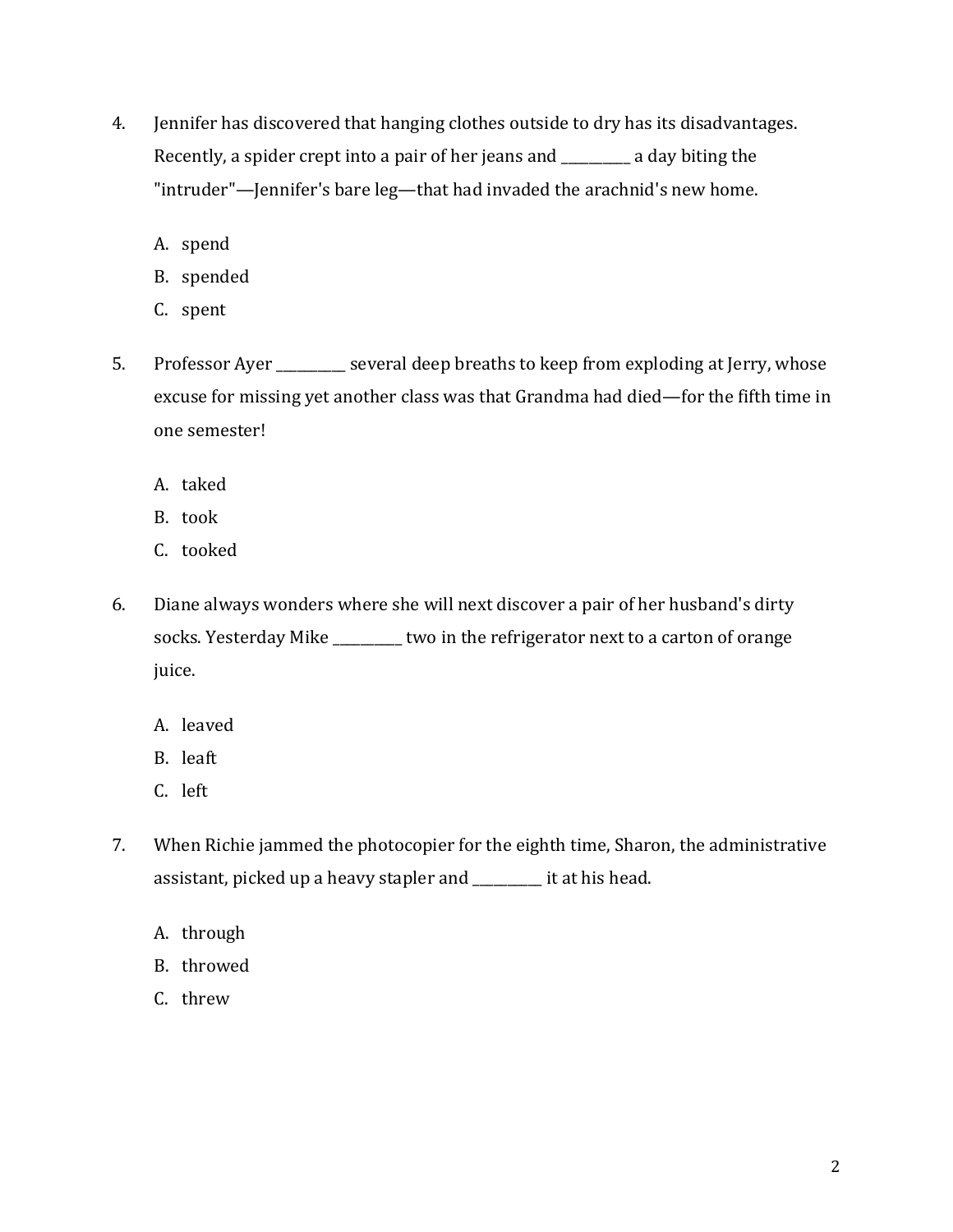4. Jennifer has discovered that hanging clothes outside to dry has its disadvantages. Recently, a spider crept into a pair of her jeans and __________ a day biting the "intruder"—Jennifer's bare leg—that had invaded the arachnid's new home.

   A. spend
   B. spended
   C. spent

5. Professor Ayer __________ several deep breaths to keep from exploding at Jerry, whose excuse for missing yet another class was that Grandma had died—for the fifth time in one semester!

   A. taked
   B. took
   C. tooked

6. Diane always wonders where she will next discover a pair of her husband's dirty socks. Yesterday Mike __________ two in the refrigerator next to a carton of orange juice.

   A. leaved
   B. leaft
   C. left

7. When Richie jammed the photocopier for the eighth time, Sharon, the administrative assistant, picked up a heavy stapler and __________ it at his head.

   A. through
   B. throwed
   C. threw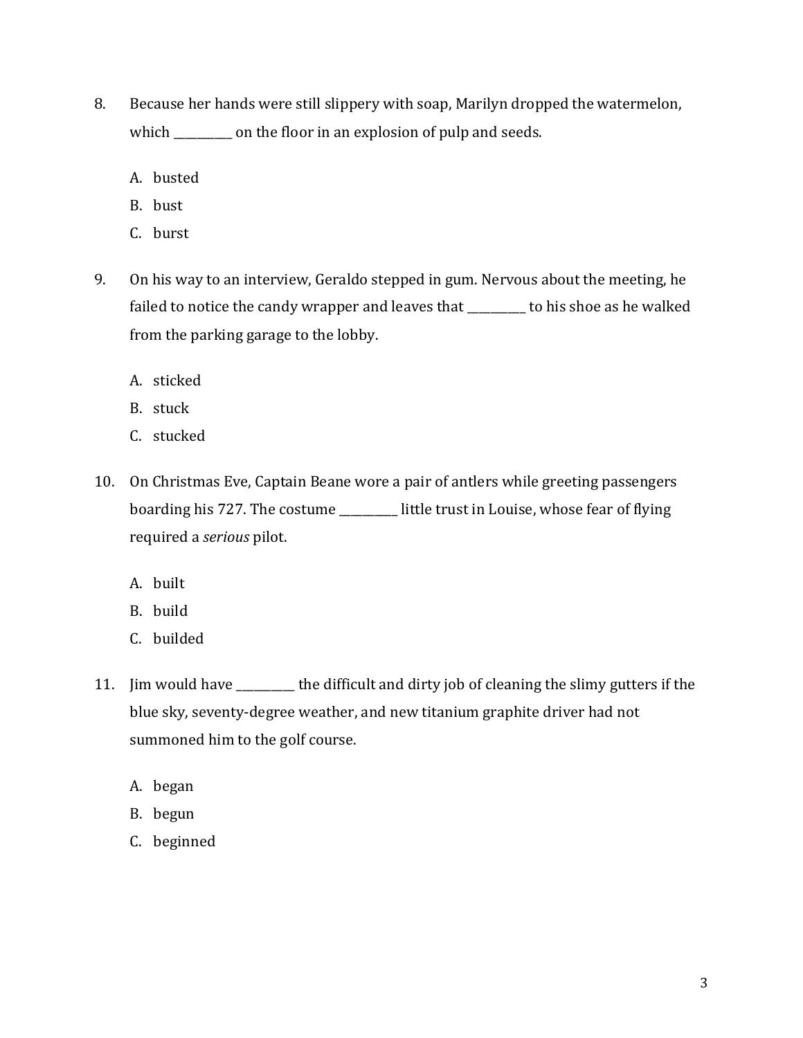8. Because her hands were still slippery with soap, Marilyn dropped the watermelon, which __________ on the floor in an explosion of pulp and seeds.

   A. busted
   B. bust
   C. burst

9. On his way to an interview, Geraldo stepped in gum. Nervous about the meeting, he failed to notice the candy wrapper and leaves that __________ to his shoe as he walked from the parking garage to the lobby.

   A. sticked
   B. stuck
   C. stucked

10. On Christmas Eve, Captain Beane wore a pair of antlers while greeting passengers boarding his 727. The costume __________ little trust in Louise, whose fear of flying required a *serious* pilot.

    A. built
    B. build
    C. builded

11. Jim would have __________ the difficult and dirty job of cleaning the slimy gutters if the blue sky, seventy-degree weather, and new titanium graphite driver had not summoned him to the golf course.

    A. began
    B. begun
    C. beginned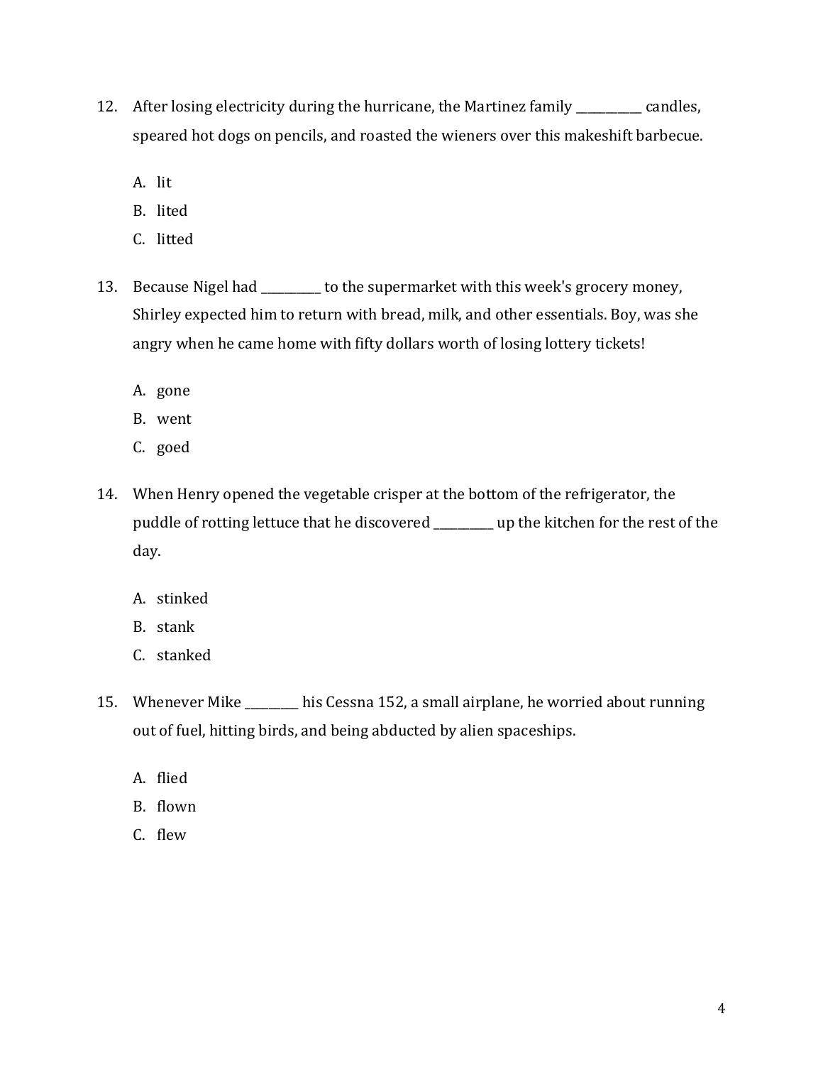12. After losing electricity during the hurricane, the Martinez family ___________ candles, speared hot dogs on pencils, and roasted the wieners over this makeshift barbecue.

    A. lit
    B. lited
    C. litted

13. Because Nigel had __________ to the supermarket with this week's grocery money, Shirley expected him to return with bread, milk, and other essentials. Boy, was she angry when he came home with fifty dollars worth of losing lottery tickets!

    A. gone
    B. went
    C. goed

14. When Henry opened the vegetable crisper at the bottom of the refrigerator, the puddle of rotting lettuce that he discovered __________ up the kitchen for the rest of the day.

    A. stinked
    B. stank
    C. stanked

15. Whenever Mike _________ his Cessna 152, a small airplane, he worried about running out of fuel, hitting birds, and being abducted by alien spaceships.

    A. flied
    B. flown
    C. flew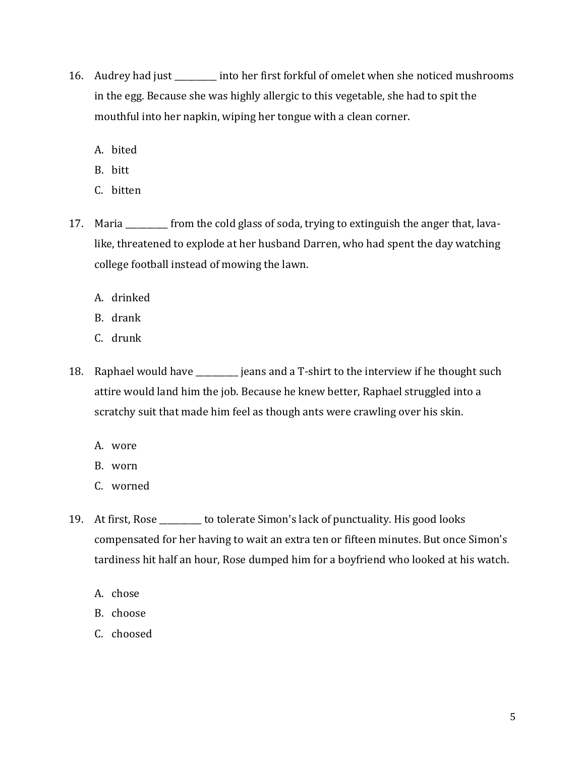16. Audrey had just __________ into her first forkful of omelet when she noticed mushrooms in the egg. Because she was highly allergic to this vegetable, she had to spit the mouthful into her napkin, wiping her tongue with a clean corner.

    A. bited
    B. bitt
    C. bitten

17. Maria __________ from the cold glass of soda, trying to extinguish the anger that, lava-like, threatened to explode at her husband Darren, who had spent the day watching college football instead of mowing the lawn.

    A. drinked
    B. drank
    C. drunk

18. Raphael would have __________ jeans and a T-shirt to the interview if he thought such attire would land him the job. Because he knew better, Raphael struggled into a scratchy suit that made him feel as though ants were crawling over his skin.

    A. wore
    B. worn
    C. worned

19. At first, Rose __________ to tolerate Simon's lack of punctuality. His good looks compensated for her having to wait an extra ten or fifteen minutes. But once Simon's tardiness hit half an hour, Rose dumped him for a boyfriend who looked at his watch.

    A. chose
    B. choose
    C. choosed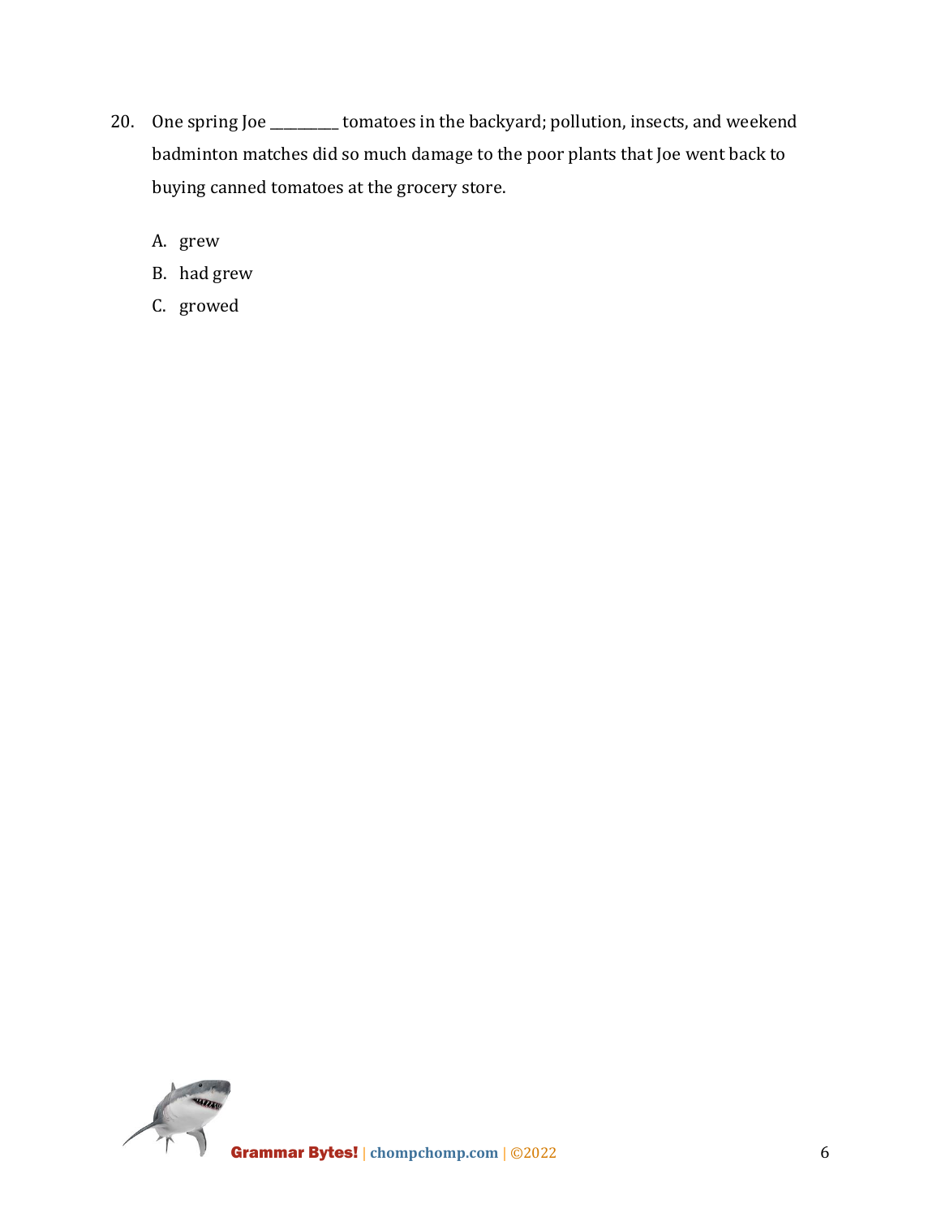20. One spring Joe __________ tomatoes in the backyard; pollution, insects, and weekend badminton matches did so much damage to the poor plants that Joe went back to buying canned tomatoes at the grocery store.

    A. grew
    B. had grew
    C. growed